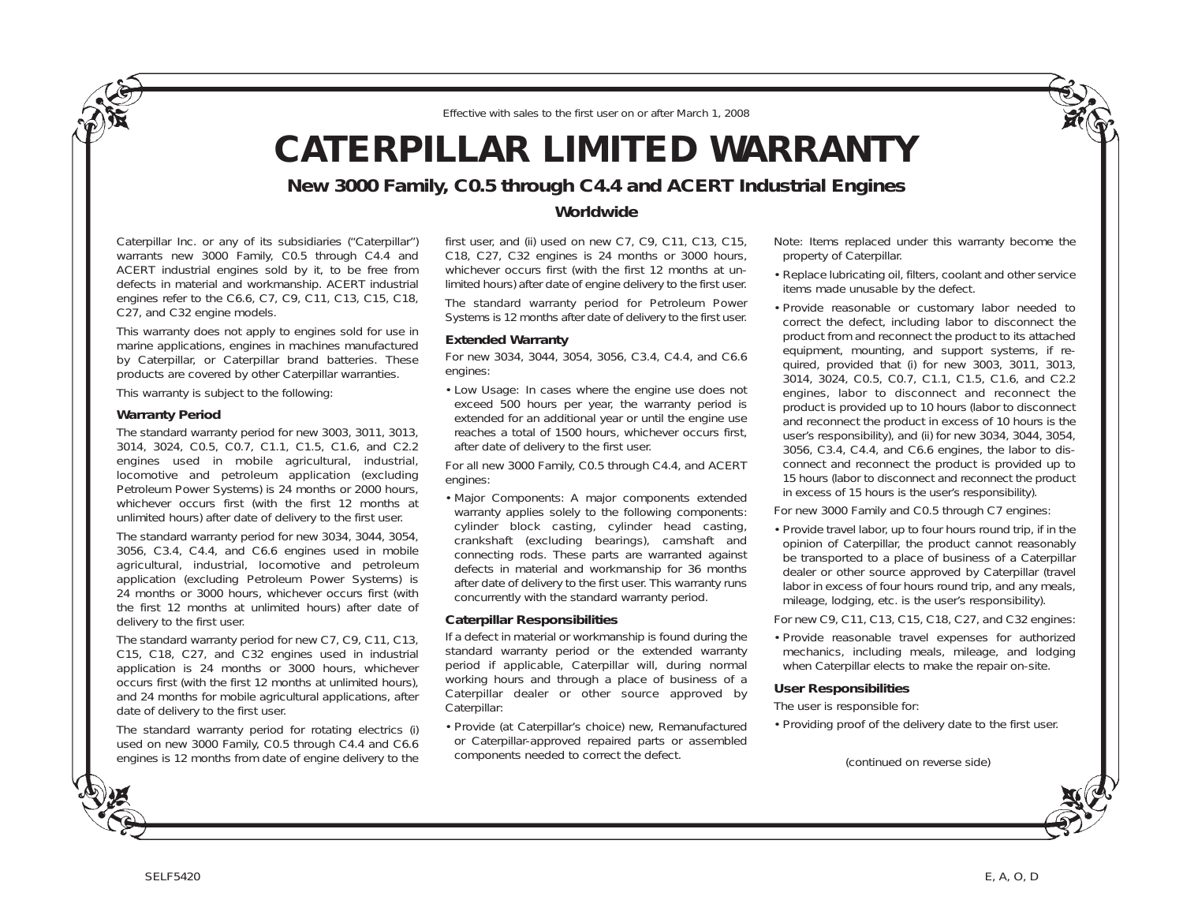Effective with sales to the first user on or after March 1, 2008

# CATERPILLAR LIMITED WARRANTY

## New 3000 Family, C0.5 through C4.4 and ACERT Industrial Engines

### Worldwide

Caterpillar Inc. or any of its subsidiaries ("Caterpillar") warrants new 3000 Family, C0.5 through C4.4 and ACERT industrial engines sold by it, to be free from defects in material and workmanship. ACERT industrial engines refer to the C6.6, C7, C9, C11, C13, C15, C18, C27, and C32 engine models.

This warranty does not apply to engines sold for use in marine applications, engines in machines manufactured by Caterpillar, or Caterpillar brand batteries. These products are covered by other Caterpillar warranties.

This warranty is subject to the following:

**Warranty Period**

The standard warranty period for new 3003, 3011, 3013, 3014, 3024, C0.5, C0.7, C1.1, C1.5, C1.6, and C2.2 engines used in mobile agricultural, industrial, locomotive and petroleum application (excluding Petroleum Power Systems) is 24 months or 2000 hours, whichever occurs first (with the first 12 months at unlimited hours) after date of delivery to the first user.

The standard warranty period for new 3034, 3044, 3054, 3056, C3.4, C4.4, and C6.6 engines used in mobile agricultural, industrial, locomotive and petroleum application (excluding Petroleum Power Systems) is 24 months or 3000 hours, whichever occurs first (with the first 12 months at unlimited hours) after date of delivery to the first user.

The standard warranty period for new C7, C9, C11, C13, C15, C18, C27, and C32 engines used in industrial application is 24 months or 3000 hours, whichever occurs first (with the first 12 months at unlimited hours), and 24 months for mobile agricultural applications, after date of delivery to the first user.

The standard warranty period for rotating electrics (i) used on new 3000 Family, C0.5 through C4.4 and C6.6 engines is 12 months from date of engine delivery to the first user, and (ii) used on new C7, C9, C11, C13, C15, C18, C27, C32 engines is 24 months or 3000 hours, whichever occurs first (with the first 12 months at unlimited hours) after date of engine delivery to the first user.

The standard warranty period for Petroleum Power Systems is 12 months after date of delivery to the first user.

**Extended Warranty**

For new 3034, 3044, 3054, 3056, C3.4, C4.4, and C6.6 engines:

- Low Usage: In cases where the engine use does not exceed 500 hours per year, the warranty period is extended for an additional year or until the engine use reaches a total of 1500 hours, whichever occurs first, after date of delivery to the first user.

For all new 3000 Family, C0.5 through C4.4, and ACERT engines:

- Major Components: A major components extended warranty applies solely to the following components: cylinder block casting, cylinder head casting, crankshaft (excluding bearings), camshaft and connecting rods. These parts are warranted against defects in material and workmanship for 36 months after date of delivery to the first user. This warranty runs concurrently with the standard warranty period.

**Caterpillar Responsibilities**

If a defect in material or workmanship is found during the standard warranty period or the extended warranty period if applicable, Caterpillar will, during normal working hours and through a place of business of a Caterpillar dealer or other source approved by Caterpillar:

- Provide (at Caterpillar's choice) new, Remanufactured or Caterpillar-approved repaired parts or assembled components needed to correct the defect.

Note: Items replaced under this warranty become the property of Caterpillar.

- Replace lubricating oil, filters, coolant and other service items made unusable by the defect.
- Provide reasonable or customary labor needed to correct the defect, including labor to disconnect the product from and reconnect the product to its attached equipment, mounting, and support systems, if required, provided that (i) for new 3003, 3011, 3013, 3014, 3024, C0.5, C0.7, C1.1, C1.5, C1.6, and C2.2 engines, labor to disconnect and reconnect the product is provided up to 10 hours (labor to disconnect and reconnect the product in excess of 10 hours is the user's responsibility), and (ii) for new 3034, 3044, 3054, 3056, C3.4, C4.4, and C6.6 engines, the labor to disconnect and reconnect the product is provided up to 15 hours (labor to disconnect and reconnect the product in excess of 15 hours is the user's responsibility).

For new 3000 Family and C0.5 through C7 engines:

- Provide travel labor, up to four hours round trip, if in the opinion of Caterpillar, the product cannot reasonably be transported to a place of business of a Caterpillar dealer or other source approved by Caterpillar (travel labor in excess of four hours round trip, and any meals, mileage, lodging, etc. is the user's responsibility).

For new C9, C11, C13, C15, C18, C27, and C32 engines:

- Provide reasonable travel expenses for authorized mechanics, including meals, mileage, and lodging when Caterpillar elects to make the repair on-site.

**User Responsibilities**

The user is responsible for:

- Providing proof of the delivery date to the first user.

(continued on reverse side)

SELF5420 E, A, O, D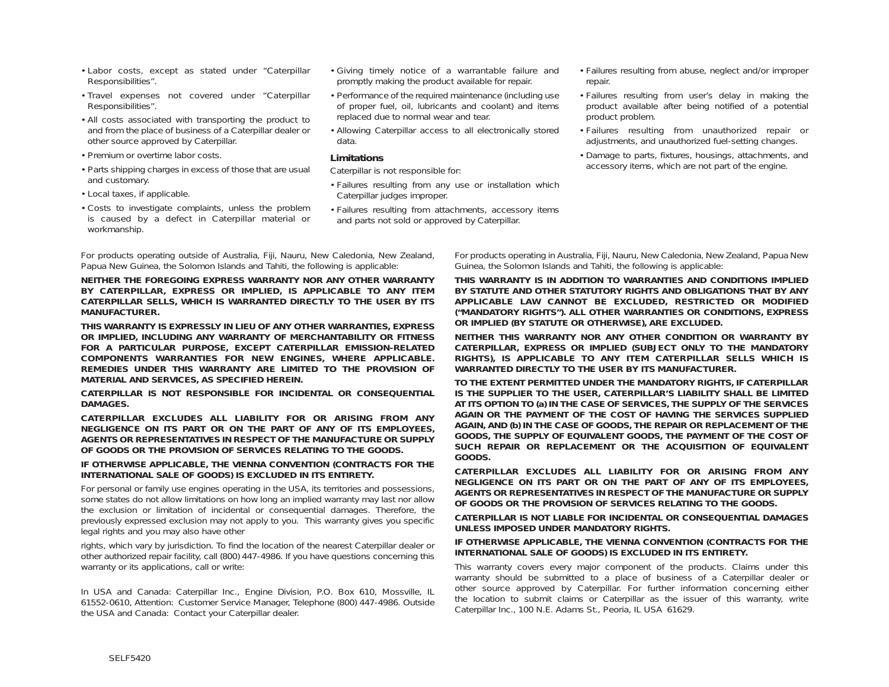- Labor costs, except as stated under “Caterpillar Responsibilities”.
- Travel expenses not covered under “Caterpillar Responsibilities”.
- All costs associated with transporting the product to and from the place of business of a Caterpillar dealer or other source approved by Caterpillar.
- Premium or overtime labor costs.
- Parts shipping charges in excess of those that are usual and customary.
- Local taxes, if applicable.
- Costs to investigate complaints, unless the problem is caused by a defect in Caterpillar material or workmanship.
- Giving timely notice of a warrantable failure and promptly making the product available for repair.
- Performance of the required maintenance (including use of proper fuel, oil, lubricants and coolant) and items replaced due to normal wear and tear.
- Allowing Caterpillar access to all electronically stored data.

**Limitations**

Caterpillar is not responsible for:

- Failures resulting from any use or installation which Caterpillar judges improper.
- Failures resulting from attachments, accessory items and parts not sold or approved by Caterpillar.
- Failures resulting from abuse, neglect and/or improper repair.
- Failures resulting from user’s delay in making the product available after being notified of a potential product problem.
- Failures resulting from unauthorized repair or adjustments, and unauthorized fuel-setting changes.
- Damage to parts, fixtures, housings, attachments, and accessory items, which are not part of the engine.

For products operating outside of Australia, Fiji, Nauru, New Caledonia, New Zealand, Papua New Guinea, the Solomon Islands and Tahiti, the following is applicable:

**NEITHER THE FOREGOING EXPRESS WARRANTY NOR ANY OTHER WARRANTY BY CATERPILLAR, EXPRESS OR IMPLIED, IS APPLICABLE TO ANY ITEM CATERPILLAR SELLS, WHICH IS WARRANTED DIRECTLY TO THE USER BY ITS MANUFACTURER.**

**THIS WARRANTY IS EXPRESSLY IN LIEU OF ANY OTHER WARRANTIES, EXPRESS OR IMPLIED, INCLUDING ANY WARRANTY OF MERCHANTABILITY OR FITNESS FOR A PARTICULAR PURPOSE, EXCEPT CATERPILLAR EMISSION-RELATED COMPONENTS WARRANTIES FOR NEW ENGINES, WHERE APPLICABLE. REMEDIES UNDER THIS WARRANTY ARE LIMITED TO THE PROVISION OF MATERIAL AND SERVICES, AS SPECIFIED HEREIN.**

**CATERPILLAR IS NOT RESPONSIBLE FOR INCIDENTAL OR CONSEQUENTIAL DAMAGES.**

**CATERPILLAR EXCLUDES ALL LIABILITY FOR OR ARISING FROM ANY NEGLIGENCE ON ITS PART OR ON THE PART OF ANY OF ITS EMPLOYEES, AGENTS OR REPRESENTATIVES IN RESPECT OF THE MANUFACTURE OR SUPPLY OF GOODS OR THE PROVISION OF SERVICES RELATING TO THE GOODS.**

**IF OTHERWISE APPLICABLE, THE VIENNA CONVENTION (CONTRACTS FOR THE INTERNATIONAL SALE OF GOODS) IS EXCLUDED IN ITS ENTIRETY.**

For personal or family use engines operating in the USA, its territories and possessions, some states do not allow limitations on how long an implied warranty may last nor allow the exclusion or limitation of incidental or consequential damages. Therefore, the previously expressed exclusion may not apply to you. This warranty gives you specific legal rights and you may also have other rights, which vary by jurisdiction. To find the location of the nearest Caterpillar dealer or other authorized repair facility, call (800) 447-4986. If you have questions concerning this warranty or its applications, call or write:

In USA and Canada: Caterpillar Inc., Engine Division, P.O. Box 610, Mossville, IL 61552-0610, Attention: Customer Service Manager, Telephone (800) 447-4986. Outside the USA and Canada: Contact your Caterpillar dealer.

For products operating in Australia, Fiji, Nauru, New Caledonia, New Zealand, Papua New Guinea, the Solomon Islands and Tahiti, the following is applicable:

**THIS WARRANTY IS IN ADDITION TO WARRANTIES AND CONDITIONS IMPLIED BY STATUTE AND OTHER STATUTORY RIGHTS AND OBLIGATIONS THAT BY ANY APPLICABLE LAW CANNOT BE EXCLUDED, RESTRICTED OR MODIFIED (“MANDATORY RIGHTS”). ALL OTHER WARRANTIES OR CONDITIONS, EXPRESS OR IMPLIED (BY STATUTE OR OTHERWISE), ARE EXCLUDED.**

**NEITHER THIS WARRANTY NOR ANY OTHER CONDITION OR WARRANTY BY CATERPILLAR, EXPRESS OR IMPLIED (SUBJECT ONLY TO THE MANDATORY RIGHTS), IS APPLICABLE TO ANY ITEM CATERPILLAR SELLS WHICH IS WARRANTED DIRECTLY TO THE USER BY ITS MANUFACTURER.**

**TO THE EXTENT PERMITTED UNDER THE MANDATORY RIGHTS, IF CATERPILLAR IS THE SUPPLIER TO THE USER, CATERPILLAR’S LIABILITY SHALL BE LIMITED AT ITS OPTION TO (a) IN THE CASE OF SERVICES, THE SUPPLY OF THE SERVICES AGAIN OR THE PAYMENT OF THE COST OF HAVING THE SERVICES SUPPLIED AGAIN, AND (b) IN THE CASE OF GOODS, THE REPAIR OR REPLACEMENT OF THE GOODS, THE SUPPLY OF EQUIVALENT GOODS, THE PAYMENT OF THE COST OF SUCH REPAIR OR REPLACEMENT OR THE ACQUISITION OF EQUIVALENT GOODS.**

**CATERPILLAR EXCLUDES ALL LIABILITY FOR OR ARISING FROM ANY NEGLIGENCE ON ITS PART OR ON THE PART OF ANY OF ITS EMPLOYEES, AGENTS OR REPRESENTATIVES IN RESPECT OF THE MANUFACTURE OR SUPPLY OF GOODS OR THE PROVISION OF SERVICES RELATING TO THE GOODS.**

**CATERPILLAR IS NOT LIABLE FOR INCIDENTAL OR CONSEQUENTIAL DAMAGES UNLESS IMPOSED UNDER MANDATORY RIGHTS.**

**IF OTHERWISE APPLICABLE, THE VIENNA CONVENTION (CONTRACTS FOR THE INTERNATIONAL SALE OF GOODS) IS EXCLUDED IN ITS ENTIRETY.**

This warranty covers every major component of the products. Claims under this warranty should be submitted to a place of business of a Caterpillar dealer or other source approved by Caterpillar. For further information concerning either the location to submit claims or Caterpillar as the issuer of this warranty, write Caterpillar Inc., 100 N.E. Adams St., Peoria, IL USA 61629.

SELF5420